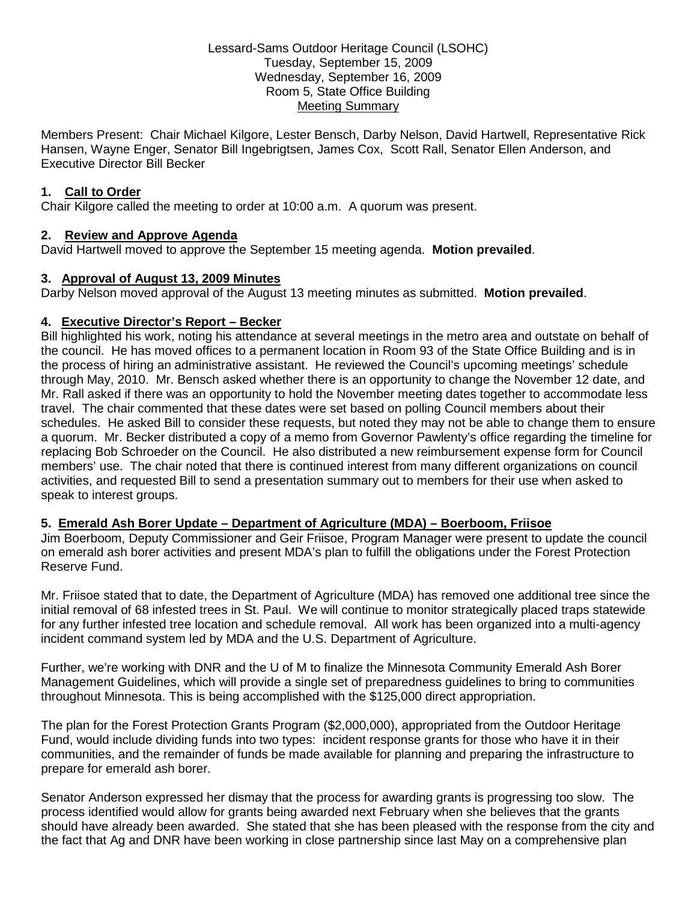Lessard-Sams Outdoor Heritage Council (LSOHC)
Tuesday, September 15, 2009
Wednesday, September 16, 2009
Room 5, State Office Building
Meeting Summary

Members Present: Chair Michael Kilgore, Lester Bensch, Darby Nelson, David Hartwell, Representative Rick Hansen, Wayne Enger, Senator Bill Ingebrigtsen, James Cox, Scott Rall, Senator Ellen Anderson, and Executive Director Bill Becker

## 1. Call to Order

Chair Kilgore called the meeting to order at 10:00 a.m. A quorum was present.

## 2. Review and Approve Agenda

David Hartwell moved to approve the September 15 meeting agenda. **Motion prevailed**.

## 3. Approval of August 13, 2009 Minutes

Darby Nelson moved approval of the August 13 meeting minutes as submitted. **Motion prevailed**.

## 4. Executive Director's Report – Becker

Bill highlighted his work, noting his attendance at several meetings in the metro area and outstate on behalf of the council. He has moved offices to a permanent location in Room 93 of the State Office Building and is in the process of hiring an administrative assistant. He reviewed the Council's upcoming meetings' schedule through May, 2010. Mr. Bensch asked whether there is an opportunity to change the November 12 date, and Mr. Rall asked if there was an opportunity to hold the November meeting dates together to accommodate less travel. The chair commented that these dates were set based on polling Council members about their schedules. He asked Bill to consider these requests, but noted they may not be able to change them to ensure a quorum. Mr. Becker distributed a copy of a memo from Governor Pawlenty's office regarding the timeline for replacing Bob Schroeder on the Council. He also distributed a new reimbursement expense form for Council members' use. The chair noted that there is continued interest from many different organizations on council activities, and requested Bill to send a presentation summary out to members for their use when asked to speak to interest groups.

## 5. Emerald Ash Borer Update – Department of Agriculture (MDA) – Boerboom, Friisoe

Jim Boerboom, Deputy Commissioner and Geir Friisoe, Program Manager were present to update the council on emerald ash borer activities and present MDA's plan to fulfill the obligations under the Forest Protection Reserve Fund.

Mr. Friisoe stated that to date, the Department of Agriculture (MDA) has removed one additional tree since the initial removal of 68 infested trees in St. Paul. We will continue to monitor strategically placed traps statewide for any further infested tree location and schedule removal. All work has been organized into a multi-agency incident command system led by MDA and the U.S. Department of Agriculture.

Further, we're working with DNR and the U of M to finalize the Minnesota Community Emerald Ash Borer Management Guidelines, which will provide a single set of preparedness guidelines to bring to communities throughout Minnesota. This is being accomplished with the $125,000 direct appropriation.

The plan for the Forest Protection Grants Program ($2,000,000), appropriated from the Outdoor Heritage Fund, would include dividing funds into two types: incident response grants for those who have it in their communities, and the remainder of funds be made available for planning and preparing the infrastructure to prepare for emerald ash borer.

Senator Anderson expressed her dismay that the process for awarding grants is progressing too slow. The process identified would allow for grants being awarded next February when she believes that the grants should have already been awarded. She stated that she has been pleased with the response from the city and the fact that Ag and DNR have been working in close partnership since last May on a comprehensive plan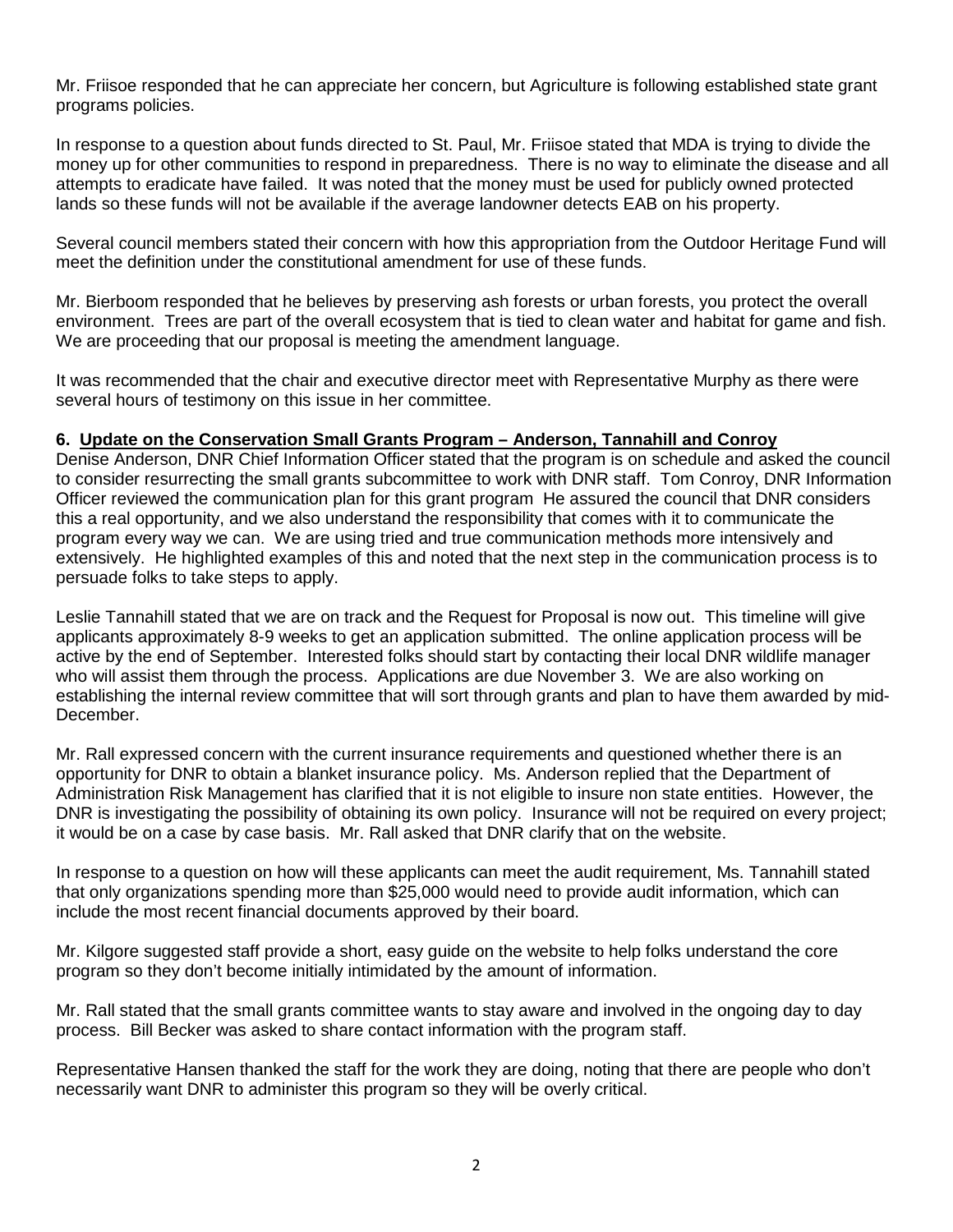Mr. Friisoe responded that he can appreciate her concern, but Agriculture is following established state grant programs policies.

In response to a question about funds directed to St. Paul, Mr. Friisoe stated that MDA is trying to divide the money up for other communities to respond in preparedness. There is no way to eliminate the disease and all attempts to eradicate have failed. It was noted that the money must be used for publicly owned protected lands so these funds will not be available if the average landowner detects EAB on his property.

Several council members stated their concern with how this appropriation from the Outdoor Heritage Fund will meet the definition under the constitutional amendment for use of these funds.

Mr. Bierboom responded that he believes by preserving ash forests or urban forests, you protect the overall environment. Trees are part of the overall ecosystem that is tied to clean water and habitat for game and fish. We are proceeding that our proposal is meeting the amendment language.

It was recommended that the chair and executive director meet with Representative Murphy as there were several hours of testimony on this issue in her committee.

**6. Update on the Conservation Small Grants Program – Anderson, Tannahill and Conroy**

Denise Anderson, DNR Chief Information Officer stated that the program is on schedule and asked the council to consider resurrecting the small grants subcommittee to work with DNR staff. Tom Conroy, DNR Information Officer reviewed the communication plan for this grant program He assured the council that DNR considers this a real opportunity, and we also understand the responsibility that comes with it to communicate the program every way we can. We are using tried and true communication methods more intensively and extensively. He highlighted examples of this and noted that the next step in the communication process is to persuade folks to take steps to apply.

Leslie Tannahill stated that we are on track and the Request for Proposal is now out. This timeline will give applicants approximately 8-9 weeks to get an application submitted. The online application process will be active by the end of September. Interested folks should start by contacting their local DNR wildlife manager who will assist them through the process. Applications are due November 3. We are also working on establishing the internal review committee that will sort through grants and plan to have them awarded by mid-December.

Mr. Rall expressed concern with the current insurance requirements and questioned whether there is an opportunity for DNR to obtain a blanket insurance policy. Ms. Anderson replied that the Department of Administration Risk Management has clarified that it is not eligible to insure non state entities. However, the DNR is investigating the possibility of obtaining its own policy. Insurance will not be required on every project; it would be on a case by case basis. Mr. Rall asked that DNR clarify that on the website.

In response to a question on how will these applicants can meet the audit requirement, Ms. Tannahill stated that only organizations spending more than $25,000 would need to provide audit information, which can include the most recent financial documents approved by their board.

Mr. Kilgore suggested staff provide a short, easy guide on the website to help folks understand the core program so they don't become initially intimidated by the amount of information.

Mr. Rall stated that the small grants committee wants to stay aware and involved in the ongoing day to day process. Bill Becker was asked to share contact information with the program staff.

Representative Hansen thanked the staff for the work they are doing, noting that there are people who don't necessarily want DNR to administer this program so they will be overly critical.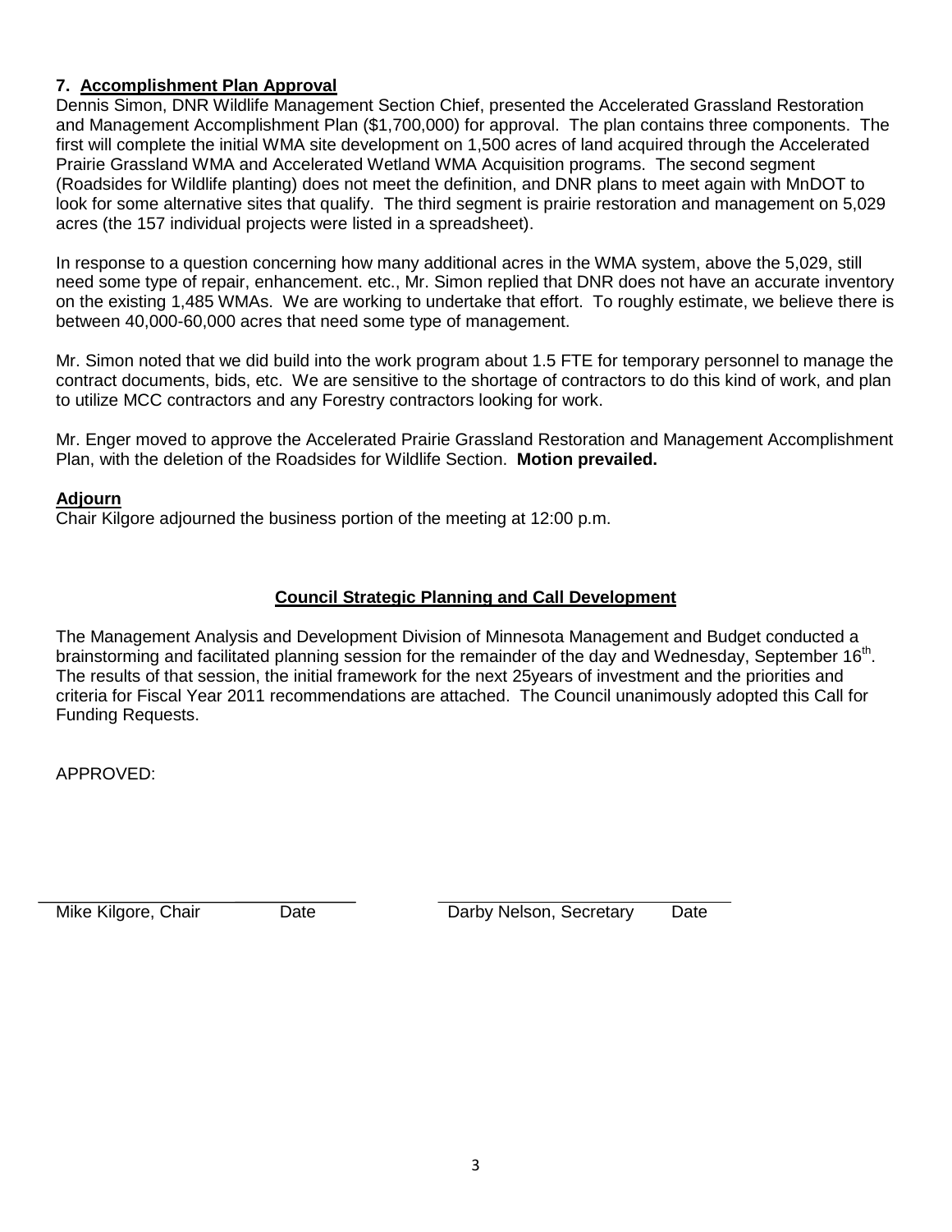### 7. Accomplishment Plan Approval

Dennis Simon, DNR Wildlife Management Section Chief, presented the Accelerated Grassland Restoration and Management Accomplishment Plan ($1,700,000) for approval. The plan contains three components. The first will complete the initial WMA site development on 1,500 acres of land acquired through the Accelerated Prairie Grassland WMA and Accelerated Wetland WMA Acquisition programs. The second segment (Roadsides for Wildlife planting) does not meet the definition, and DNR plans to meet again with MnDOT to look for some alternative sites that qualify. The third segment is prairie restoration and management on 5,029 acres (the 157 individual projects were listed in a spreadsheet).

In response to a question concerning how many additional acres in the WMA system, above the 5,029, still need some type of repair, enhancement. etc., Mr. Simon replied that DNR does not have an accurate inventory on the existing 1,485 WMAs. We are working to undertake that effort. To roughly estimate, we believe there is between 40,000-60,000 acres that need some type of management.

Mr. Simon noted that we did build into the work program about 1.5 FTE for temporary personnel to manage the contract documents, bids, etc. We are sensitive to the shortage of contractors to do this kind of work, and plan to utilize MCC contractors and any Forestry contractors looking for work.

Mr. Enger moved to approve the Accelerated Prairie Grassland Restoration and Management Accomplishment Plan, with the deletion of the Roadsides for Wildlife Section. **Motion prevailed.**

### Adjourn

Chair Kilgore adjourned the business portion of the meeting at 12:00 p.m.

## Council Strategic Planning and Call Development

The Management Analysis and Development Division of Minnesota Management and Budget conducted a brainstorming and facilitated planning session for the remainder of the day and Wednesday, September 16th. The results of that session, the initial framework for the next 25years of investment and the priorities and criteria for Fiscal Year 2011 recommendations are attached. The Council unanimously adopted this Call for Funding Requests.

APPROVED:

\_\_\_\_\_\_\_\_\_\_\_\_\_\_\_\_\_\_\_\_\_\_\_\_\_\_\_\_\_\_\_\_\_\_\_\_

Mike Kilgore, Chair        Date

\_\_\_\_\_\_\_\_\_\_\_\_\_\_\_\_\_\_\_\_\_\_\_\_\_\_\_\_\_\_\_\_\_\_\_\_

Darby Nelson, Secretary        Date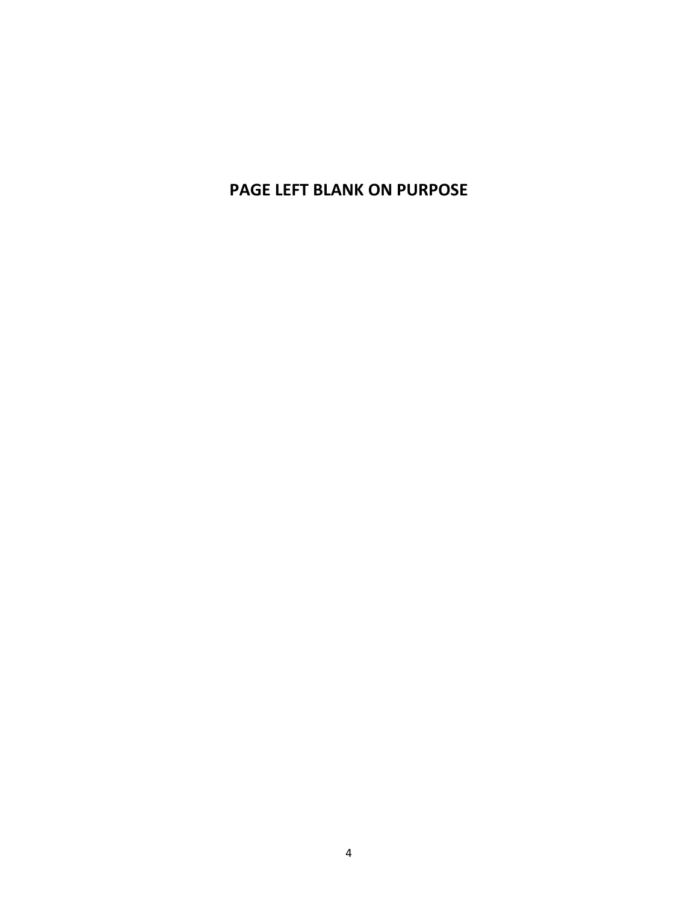**PAGE LEFT BLANK ON PURPOSE**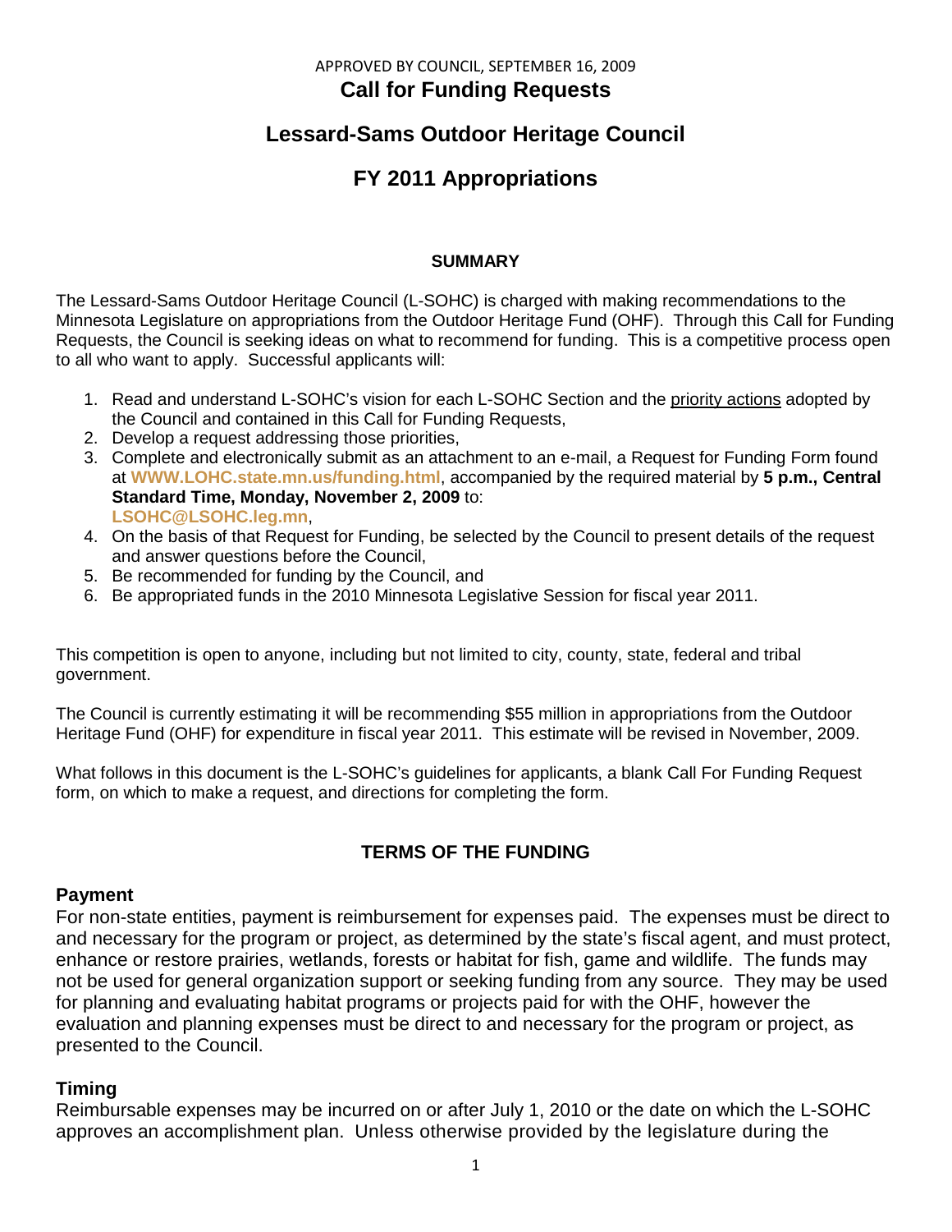APPROVED BY COUNCIL, SEPTEMBER 16, 2009

# Call for Funding Requests

# Lessard-Sams Outdoor Heritage Council

# FY 2011 Appropriations

### SUMMARY

The Lessard-Sams Outdoor Heritage Council (L-SOHC) is charged with making recommendations to the Minnesota Legislature on appropriations from the Outdoor Heritage Fund (OHF). Through this Call for Funding Requests, the Council is seeking ideas on what to recommend for funding. This is a competitive process open to all who want to apply. Successful applicants will:

1. Read and understand L-SOHC's vision for each L-SOHC Section and the priority actions adopted by the Council and contained in this Call for Funding Requests,
2. Develop a request addressing those priorities,
3. Complete and electronically submit as an attachment to an e-mail, a Request for Funding Form found at **WWW.LOHC.state.mn.us/funding.html**, accompanied by the required material by **5 p.m., Central Standard Time, Monday, November 2, 2009** to: **LSOHC@LSOHC.leg.mn**,
4. On the basis of that Request for Funding, be selected by the Council to present details of the request and answer questions before the Council,
5. Be recommended for funding by the Council, and
6. Be appropriated funds in the 2010 Minnesota Legislative Session for fiscal year 2011.

This competition is open to anyone, including but not limited to city, county, state, federal and tribal government.

The Council is currently estimating it will be recommending $55 million in appropriations from the Outdoor Heritage Fund (OHF) for expenditure in fiscal year 2011. This estimate will be revised in November, 2009.

What follows in this document is the L-SOHC's guidelines for applicants, a blank Call For Funding Request form, on which to make a request, and directions for completing the form.

### TERMS OF THE FUNDING

#### Payment

For non-state entities, payment is reimbursement for expenses paid. The expenses must be direct to and necessary for the program or project, as determined by the state's fiscal agent, and must protect, enhance or restore prairies, wetlands, forests or habitat for fish, game and wildlife. The funds may not be used for general organization support or seeking funding from any source. They may be used for planning and evaluating habitat programs or projects paid for with the OHF, however the evaluation and planning expenses must be direct to and necessary for the program or project, as presented to the Council.

#### Timing

Reimbursable expenses may be incurred on or after July 1, 2010 or the date on which the L-SOHC approves an accomplishment plan. Unless otherwise provided by the legislature during the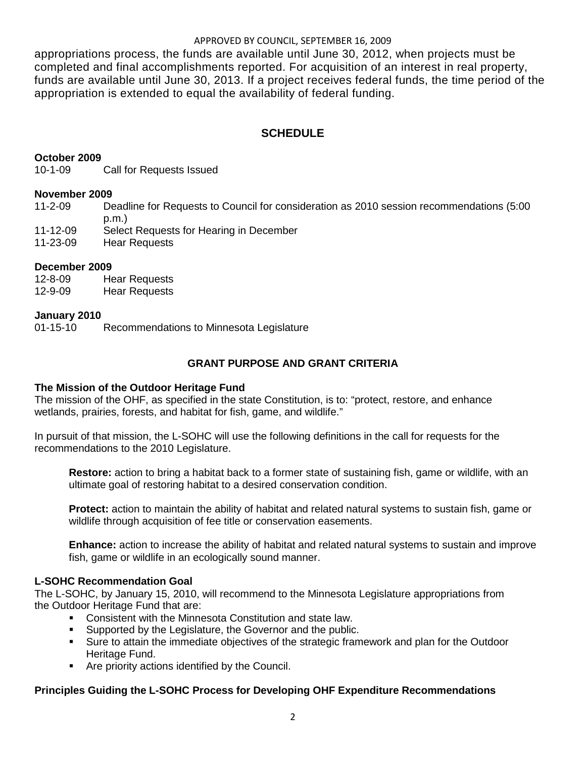appropriations process, the funds are available until June 30, 2012, when projects must be completed and final accomplishments reported. For acquisition of an interest in real property, funds are available until June 30, 2013. If a project receives federal funds, the time period of the appropriation is extended to equal the availability of federal funding.

## SCHEDULE

**October 2009**

10-1-09 Call for Requests Issued

**November 2009**

11-2-09 Deadline for Requests to Council for consideration as 2010 session recommendations (5:00 p.m.)
11-12-09 Select Requests for Hearing in December
11-23-09 Hear Requests

**December 2009**

12-8-09 Hear Requests
12-9-09 Hear Requests

**January 2010**

01-15-10 Recommendations to Minnesota Legislature

## GRANT PURPOSE AND GRANT CRITERIA

**The Mission of the Outdoor Heritage Fund**

The mission of the OHF, as specified in the state Constitution, is to: "protect, restore, and enhance wetlands, prairies, forests, and habitat for fish, game, and wildlife."

In pursuit of that mission, the L-SOHC will use the following definitions in the call for requests for the recommendations to the 2010 Legislature.

> **Restore:** action to bring a habitat back to a former state of sustaining fish, game or wildlife, with an ultimate goal of restoring habitat to a desired conservation condition.
>
> **Protect:** action to maintain the ability of habitat and related natural systems to sustain fish, game or wildlife through acquisition of fee title or conservation easements.
>
> **Enhance:** action to increase the ability of habitat and related natural systems to sustain and improve fish, game or wildlife in an ecologically sound manner.

**L-SOHC Recommendation Goal**

The L-SOHC, by January 15, 2010, will recommend to the Minnesota Legislature appropriations from the Outdoor Heritage Fund that are:

- Consistent with the Minnesota Constitution and state law.
- Supported by the Legislature, the Governor and the public.
- Sure to attain the immediate objectives of the strategic framework and plan for the Outdoor Heritage Fund.
- Are priority actions identified by the Council.

**Principles Guiding the L-SOHC Process for Developing OHF Expenditure Recommendations**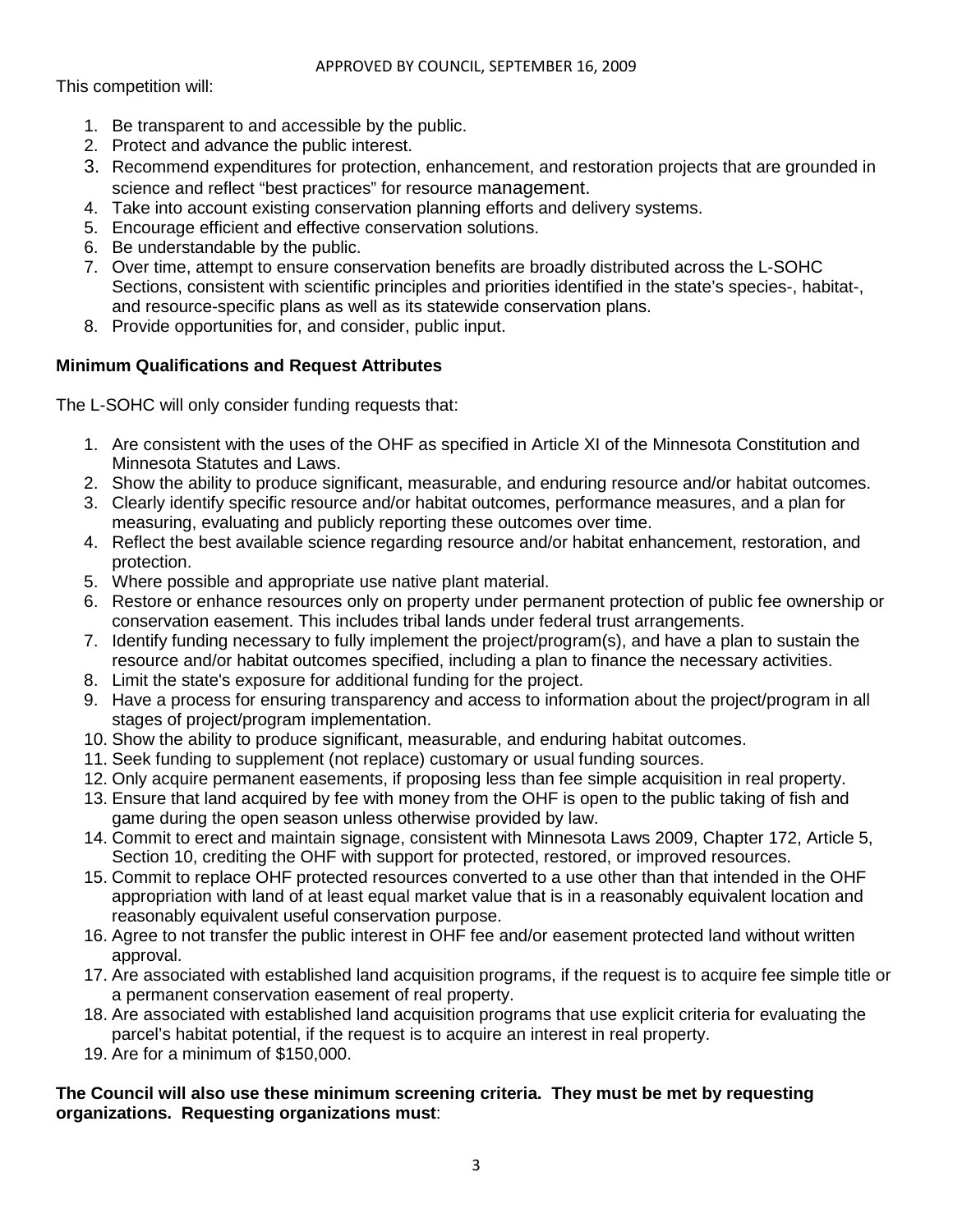This competition will:

1. Be transparent to and accessible by the public.
2. Protect and advance the public interest.
3. Recommend expenditures for protection, enhancement, and restoration projects that are grounded in science and reflect "best practices" for resource management.
4. Take into account existing conservation planning efforts and delivery systems.
5. Encourage efficient and effective conservation solutions.
6. Be understandable by the public.
7. Over time, attempt to ensure conservation benefits are broadly distributed across the L-SOHC Sections, consistent with scientific principles and priorities identified in the state's species-, habitat-, and resource-specific plans as well as its statewide conservation plans.
8. Provide opportunities for, and consider, public input.

**Minimum Qualifications and Request Attributes**

The L-SOHC will only consider funding requests that:

1. Are consistent with the uses of the OHF as specified in Article XI of the Minnesota Constitution and Minnesota Statutes and Laws.
2. Show the ability to produce significant, measurable, and enduring resource and/or habitat outcomes.
3. Clearly identify specific resource and/or habitat outcomes, performance measures, and a plan for measuring, evaluating and publicly reporting these outcomes over time.
4. Reflect the best available science regarding resource and/or habitat enhancement, restoration, and protection.
5. Where possible and appropriate use native plant material.
6. Restore or enhance resources only on property under permanent protection of public fee ownership or conservation easement. This includes tribal lands under federal trust arrangements.
7. Identify funding necessary to fully implement the project/program(s), and have a plan to sustain the resource and/or habitat outcomes specified, including a plan to finance the necessary activities.
8. Limit the state's exposure for additional funding for the project.
9. Have a process for ensuring transparency and access to information about the project/program in all stages of project/program implementation.
10. Show the ability to produce significant, measurable, and enduring habitat outcomes.
11. Seek funding to supplement (not replace) customary or usual funding sources.
12. Only acquire permanent easements, if proposing less than fee simple acquisition in real property.
13. Ensure that land acquired by fee with money from the OHF is open to the public taking of fish and game during the open season unless otherwise provided by law.
14. Commit to erect and maintain signage, consistent with Minnesota Laws 2009, Chapter 172, Article 5, Section 10, crediting the OHF with support for protected, restored, or improved resources.
15. Commit to replace OHF protected resources converted to a use other than that intended in the OHF appropriation with land of at least equal market value that is in a reasonably equivalent location and reasonably equivalent useful conservation purpose.
16. Agree to not transfer the public interest in OHF fee and/or easement protected land without written approval.
17. Are associated with established land acquisition programs, if the request is to acquire fee simple title or a permanent conservation easement of real property.
18. Are associated with established land acquisition programs that use explicit criteria for evaluating the parcel's habitat potential, if the request is to acquire an interest in real property.
19. Are for a minimum of $150,000.

**The Council will also use these minimum screening criteria. They must be met by requesting organizations. Requesting organizations must**: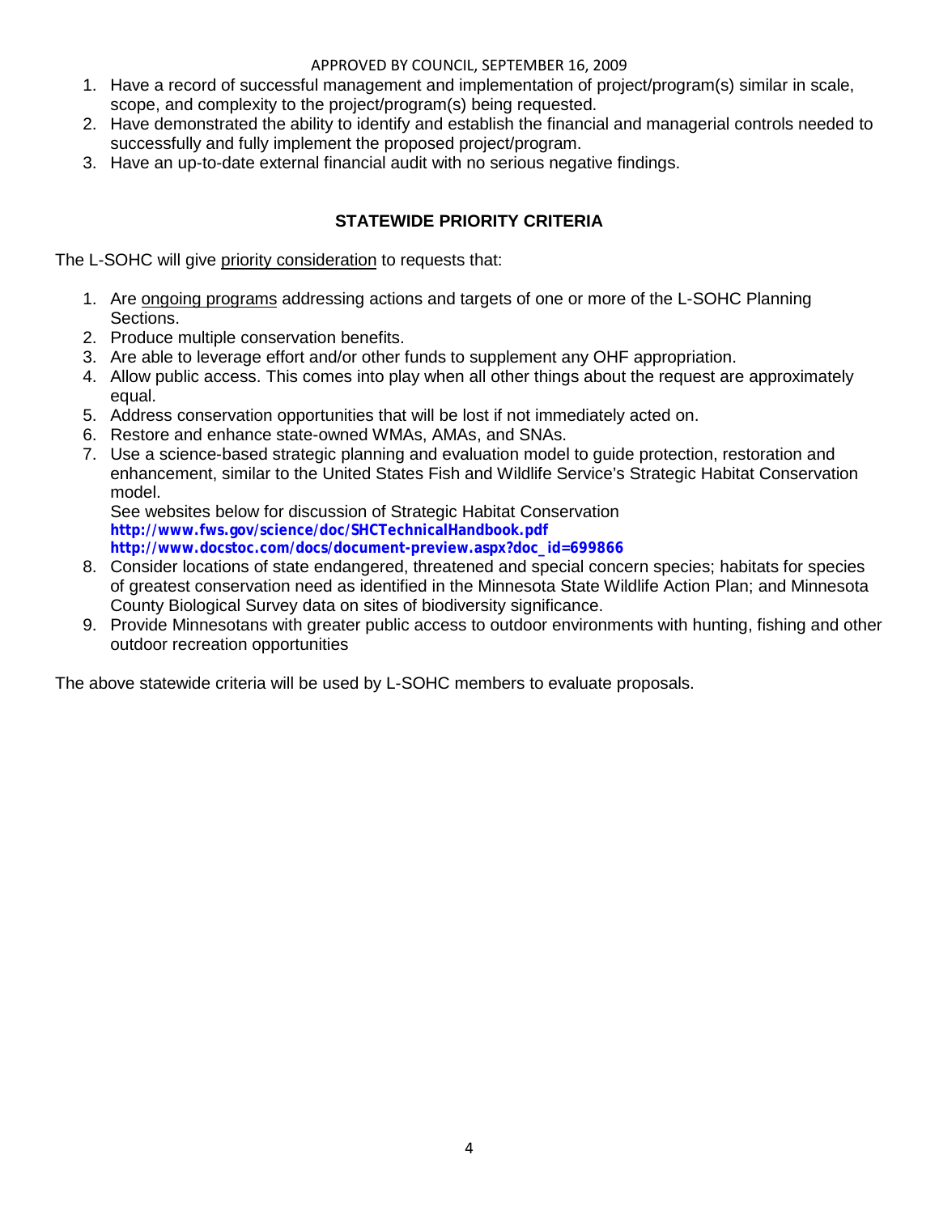1. Have a record of successful management and implementation of project/program(s) similar in scale, scope, and complexity to the project/program(s) being requested.
2. Have demonstrated the ability to identify and establish the financial and managerial controls needed to successfully and fully implement the proposed project/program.
3. Have an up-to-date external financial audit with no serious negative findings.

## STATEWIDE PRIORITY CRITERIA

The L-SOHC will give priority consideration to requests that:

1. Are ongoing programs addressing actions and targets of one or more of the L-SOHC Planning Sections.
2. Produce multiple conservation benefits.
3. Are able to leverage effort and/or other funds to supplement any OHF appropriation.
4. Allow public access. This comes into play when all other things about the request are approximately equal.
5. Address conservation opportunities that will be lost if not immediately acted on.
6. Restore and enhance state-owned WMAs, AMAs, and SNAs.
7. Use a science-based strategic planning and evaluation model to guide protection, restoration and enhancement, similar to the United States Fish and Wildlife Service's Strategic Habitat Conservation model.
   See websites below for discussion of Strategic Habitat Conservation
   **http://www.fws.gov/science/doc/SHCTechnicalHandbook.pdf**
   **http://www.docstoc.com/docs/document-preview.aspx?doc_id=699866**
8. Consider locations of state endangered, threatened and special concern species; habitats for species of greatest conservation need as identified in the Minnesota State Wildlife Action Plan; and Minnesota County Biological Survey data on sites of biodiversity significance.
9. Provide Minnesotans with greater public access to outdoor environments with hunting, fishing and other outdoor recreation opportunities

The above statewide criteria will be used by L-SOHC members to evaluate proposals.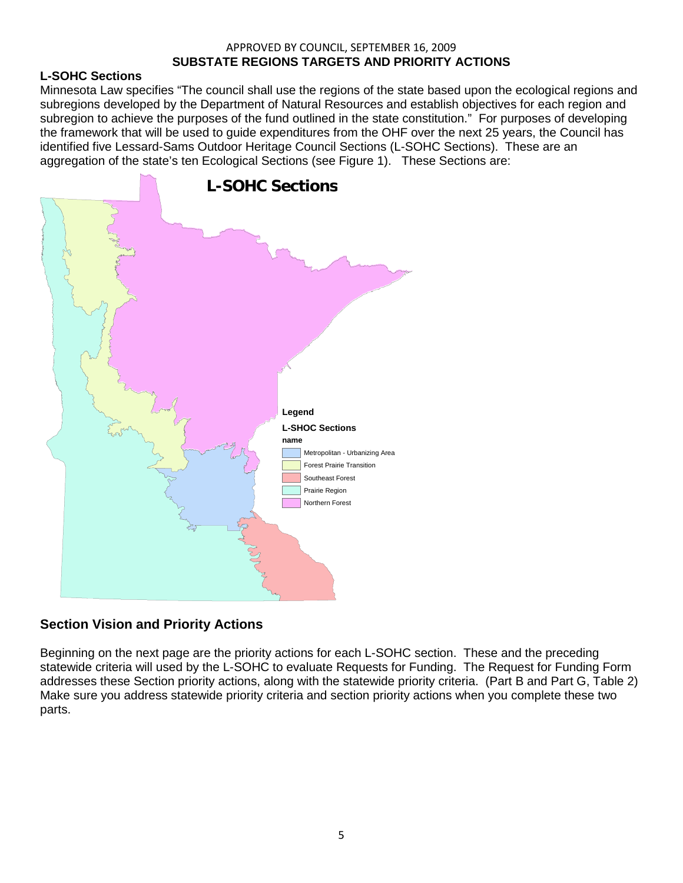APPROVED BY COUNCIL, SEPTEMBER 16, 2009

**SUBSTATE REGIONS TARGETS AND PRIORITY ACTIONS**

## L-SOHC Sections

Minnesota Law specifies "The council shall use the regions of the state based upon the ecological regions and subregions developed by the Department of Natural Resources and establish objectives for each region and subregion to achieve the purposes of the fund outlined in the state constitution." For purposes of developing the framework that will be used to guide expenditures from the OHF over the next 25 years, the Council has identified five Lessard-Sams Outdoor Heritage Council Sections (L-SOHC Sections). These are an aggregation of the state's ten Ecological Sections (see Figure 1). These Sections are:

**L-SOHC Sections**

**Legend**

**L-SHOC Sections**

**name**

- Metropolitan - Urbanizing Area
- Forest Prairie Transition
- Southeast Forest
- Prairie Region
- Northern Forest

## Section Vision and Priority Actions

Beginning on the next page are the priority actions for each L-SOHC section. These and the preceding statewide criteria will used by the L-SOHC to evaluate Requests for Funding. The Request for Funding Form addresses these Section priority actions, along with the statewide priority criteria. (Part B and Part G, Table 2) Make sure you address statewide priority criteria and section priority actions when you complete these two parts.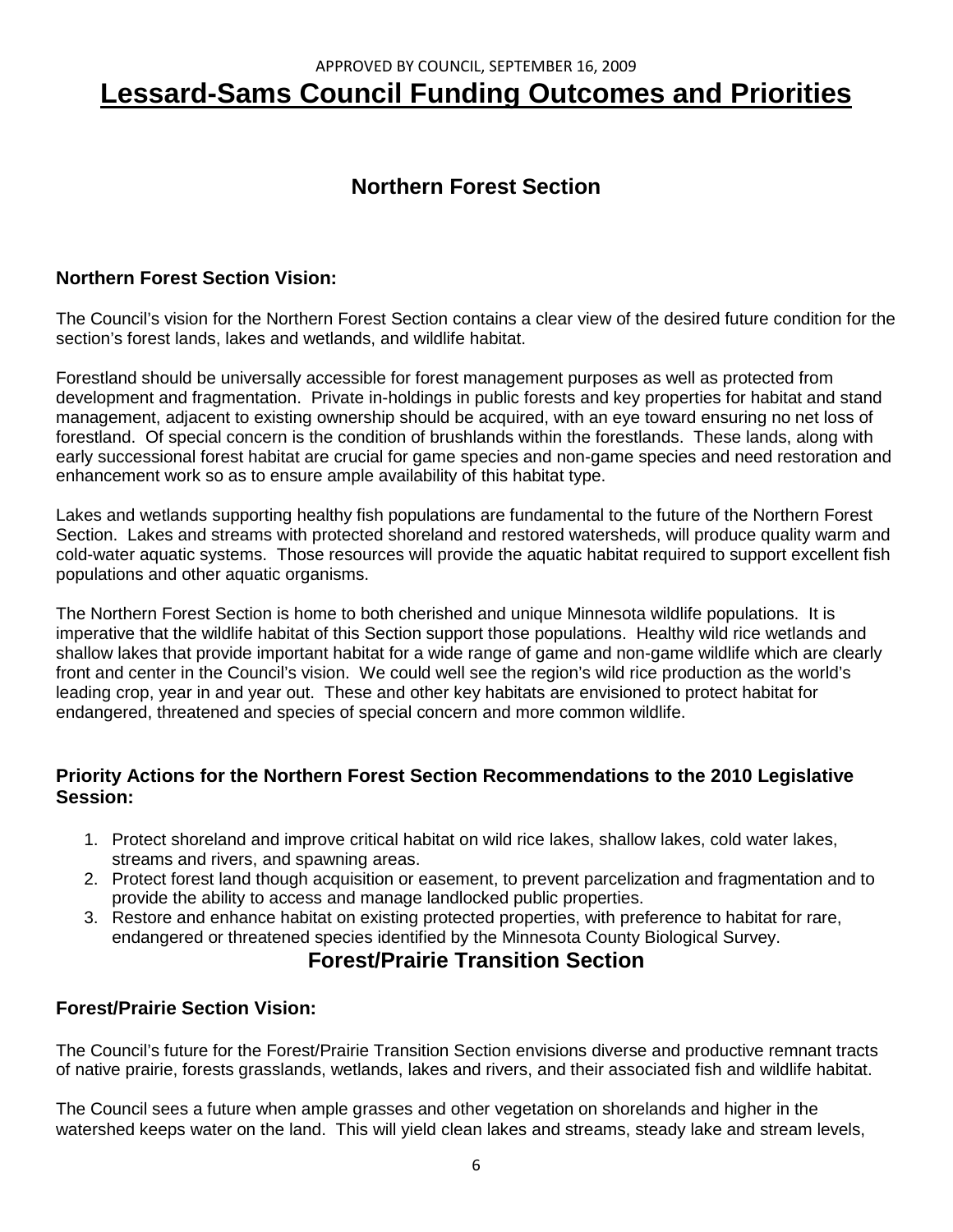APPROVED BY COUNCIL, SEPTEMBER 16, 2009

# Lessard-Sams Council Funding Outcomes and Priorities

## Northern Forest Section

### Northern Forest Section Vision:

The Council's vision for the Northern Forest Section contains a clear view of the desired future condition for the section's forest lands, lakes and wetlands, and wildlife habitat.

Forestland should be universally accessible for forest management purposes as well as protected from development and fragmentation. Private in-holdings in public forests and key properties for habitat and stand management, adjacent to existing ownership should be acquired, with an eye toward ensuring no net loss of forestland. Of special concern is the condition of brushlands within the forestlands. These lands, along with early successional forest habitat are crucial for game species and non-game species and need restoration and enhancement work so as to ensure ample availability of this habitat type.

Lakes and wetlands supporting healthy fish populations are fundamental to the future of the Northern Forest Section. Lakes and streams with protected shoreland and restored watersheds, will produce quality warm and cold-water aquatic systems. Those resources will provide the aquatic habitat required to support excellent fish populations and other aquatic organisms.

The Northern Forest Section is home to both cherished and unique Minnesota wildlife populations. It is imperative that the wildlife habitat of this Section support those populations. Healthy wild rice wetlands and shallow lakes that provide important habitat for a wide range of game and non-game wildlife which are clearly front and center in the Council's vision. We could well see the region's wild rice production as the world's leading crop, year in and year out. These and other key habitats are envisioned to protect habitat for endangered, threatened and species of special concern and more common wildlife.

### Priority Actions for the Northern Forest Section Recommendations to the 2010 Legislative Session:

1. Protect shoreland and improve critical habitat on wild rice lakes, shallow lakes, cold water lakes, streams and rivers, and spawning areas.
2. Protect forest land though acquisition or easement, to prevent parcelization and fragmentation and to provide the ability to access and manage landlocked public properties.
3. Restore and enhance habitat on existing protected properties, with preference to habitat for rare, endangered or threatened species identified by the Minnesota County Biological Survey.

## Forest/Prairie Transition Section

### Forest/Prairie Section Vision:

The Council's future for the Forest/Prairie Transition Section envisions diverse and productive remnant tracts of native prairie, forests grasslands, wetlands, lakes and rivers, and their associated fish and wildlife habitat.

The Council sees a future when ample grasses and other vegetation on shorelands and higher in the watershed keeps water on the land. This will yield clean lakes and streams, steady lake and stream levels,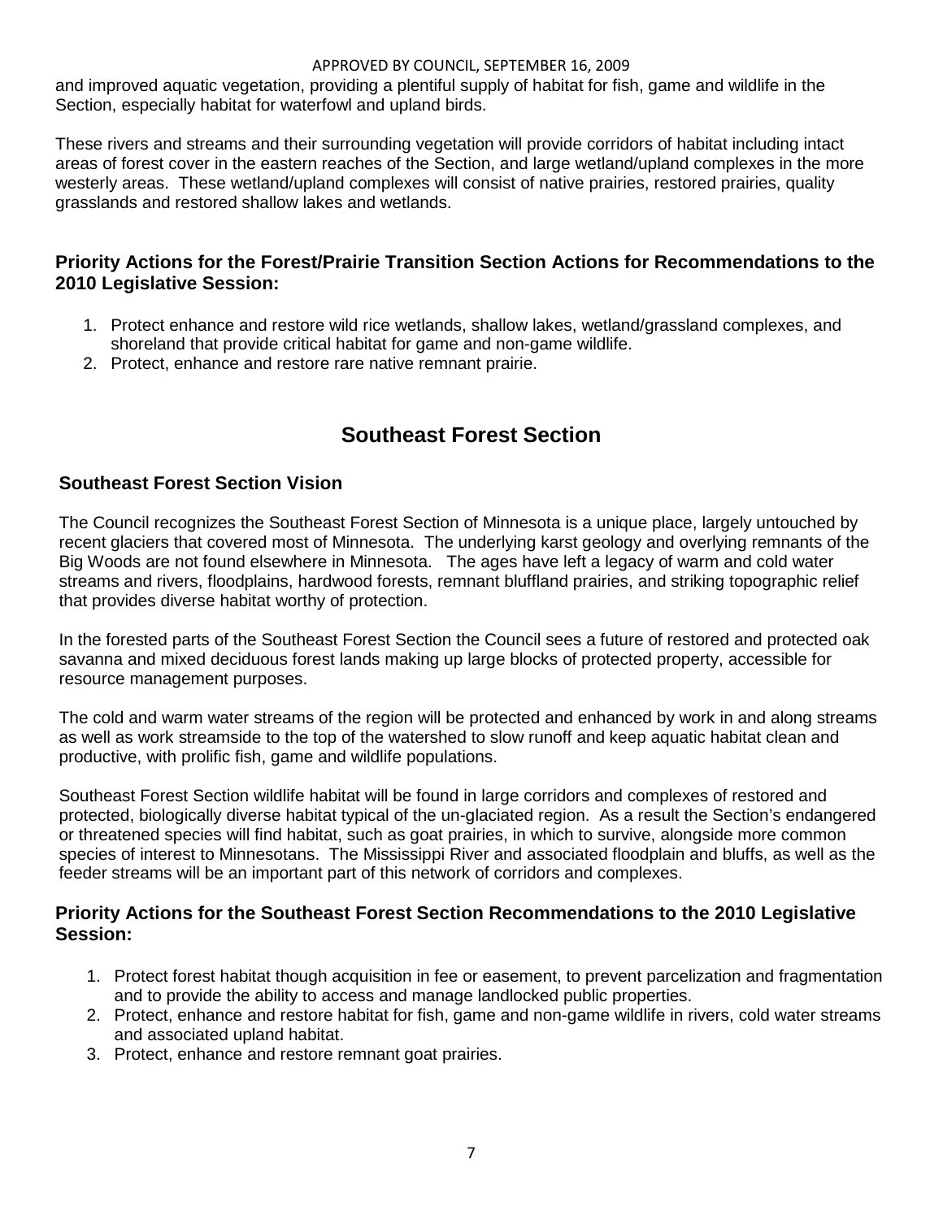and improved aquatic vegetation, providing a plentiful supply of habitat for fish, game and wildlife in the Section, especially habitat for waterfowl and upland birds.

These rivers and streams and their surrounding vegetation will provide corridors of habitat including intact areas of forest cover in the eastern reaches of the Section, and large wetland/upland complexes in the more westerly areas. These wetland/upland complexes will consist of native prairies, restored prairies, quality grasslands and restored shallow lakes and wetlands.

### Priority Actions for the Forest/Prairie Transition Section Actions for Recommendations to the 2010 Legislative Session:

1. Protect enhance and restore wild rice wetlands, shallow lakes, wetland/grassland complexes, and shoreland that provide critical habitat for game and non-game wildlife.
2. Protect, enhance and restore rare native remnant prairie.

## Southeast Forest Section

### Southeast Forest Section Vision

The Council recognizes the Southeast Forest Section of Minnesota is a unique place, largely untouched by recent glaciers that covered most of Minnesota. The underlying karst geology and overlying remnants of the Big Woods are not found elsewhere in Minnesota. The ages have left a legacy of warm and cold water streams and rivers, floodplains, hardwood forests, remnant bluffland prairies, and striking topographic relief that provides diverse habitat worthy of protection.

In the forested parts of the Southeast Forest Section the Council sees a future of restored and protected oak savanna and mixed deciduous forest lands making up large blocks of protected property, accessible for resource management purposes.

The cold and warm water streams of the region will be protected and enhanced by work in and along streams as well as work streamside to the top of the watershed to slow runoff and keep aquatic habitat clean and productive, with prolific fish, game and wildlife populations.

Southeast Forest Section wildlife habitat will be found in large corridors and complexes of restored and protected, biologically diverse habitat typical of the un-glaciated region. As a result the Section's endangered or threatened species will find habitat, such as goat prairies, in which to survive, alongside more common species of interest to Minnesotans. The Mississippi River and associated floodplain and bluffs, as well as the feeder streams will be an important part of this network of corridors and complexes.

### Priority Actions for the Southeast Forest Section Recommendations to the 2010 Legislative Session:

1. Protect forest habitat though acquisition in fee or easement, to prevent parcelization and fragmentation and to provide the ability to access and manage landlocked public properties.
2. Protect, enhance and restore habitat for fish, game and non-game wildlife in rivers, cold water streams and associated upland habitat.
3. Protect, enhance and restore remnant goat prairies.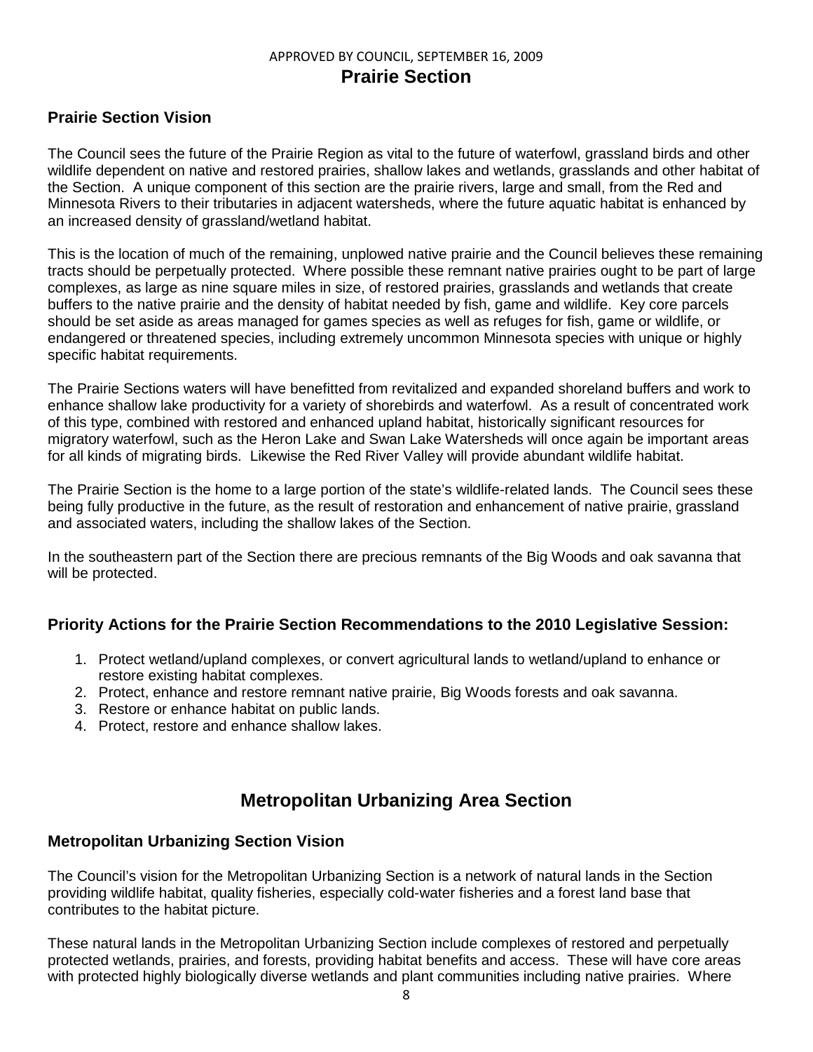# Prairie Section

## Prairie Section Vision

The Council sees the future of the Prairie Region as vital to the future of waterfowl, grassland birds and other wildlife dependent on native and restored prairies, shallow lakes and wetlands, grasslands and other habitat of the Section. A unique component of this section are the prairie rivers, large and small, from the Red and Minnesota Rivers to their tributaries in adjacent watersheds, where the future aquatic habitat is enhanced by an increased density of grassland/wetland habitat.

This is the location of much of the remaining, unplowed native prairie and the Council believes these remaining tracts should be perpetually protected. Where possible these remnant native prairies ought to be part of large complexes, as large as nine square miles in size, of restored prairies, grasslands and wetlands that create buffers to the native prairie and the density of habitat needed by fish, game and wildlife. Key core parcels should be set aside as areas managed for games species as well as refuges for fish, game or wildlife, or endangered or threatened species, including extremely uncommon Minnesota species with unique or highly specific habitat requirements.

The Prairie Sections waters will have benefitted from revitalized and expanded shoreland buffers and work to enhance shallow lake productivity for a variety of shorebirds and waterfowl. As a result of concentrated work of this type, combined with restored and enhanced upland habitat, historically significant resources for migratory waterfowl, such as the Heron Lake and Swan Lake Watersheds will once again be important areas for all kinds of migrating birds. Likewise the Red River Valley will provide abundant wildlife habitat.

The Prairie Section is the home to a large portion of the state's wildlife-related lands. The Council sees these being fully productive in the future, as the result of restoration and enhancement of native prairie, grassland and associated waters, including the shallow lakes of the Section.

In the southeastern part of the Section there are precious remnants of the Big Woods and oak savanna that will be protected.

## Priority Actions for the Prairie Section Recommendations to the 2010 Legislative Session:

1. Protect wetland/upland complexes, or convert agricultural lands to wetland/upland to enhance or restore existing habitat complexes.
2. Protect, enhance and restore remnant native prairie, Big Woods forests and oak savanna.
3. Restore or enhance habitat on public lands.
4. Protect, restore and enhance shallow lakes.

# Metropolitan Urbanizing Area Section

## Metropolitan Urbanizing Section Vision

The Council's vision for the Metropolitan Urbanizing Section is a network of natural lands in the Section providing wildlife habitat, quality fisheries, especially cold-water fisheries and a forest land base that contributes to the habitat picture.

These natural lands in the Metropolitan Urbanizing Section include complexes of restored and perpetually protected wetlands, prairies, and forests, providing habitat benefits and access. These will have core areas with protected highly biologically diverse wetlands and plant communities including native prairies. Where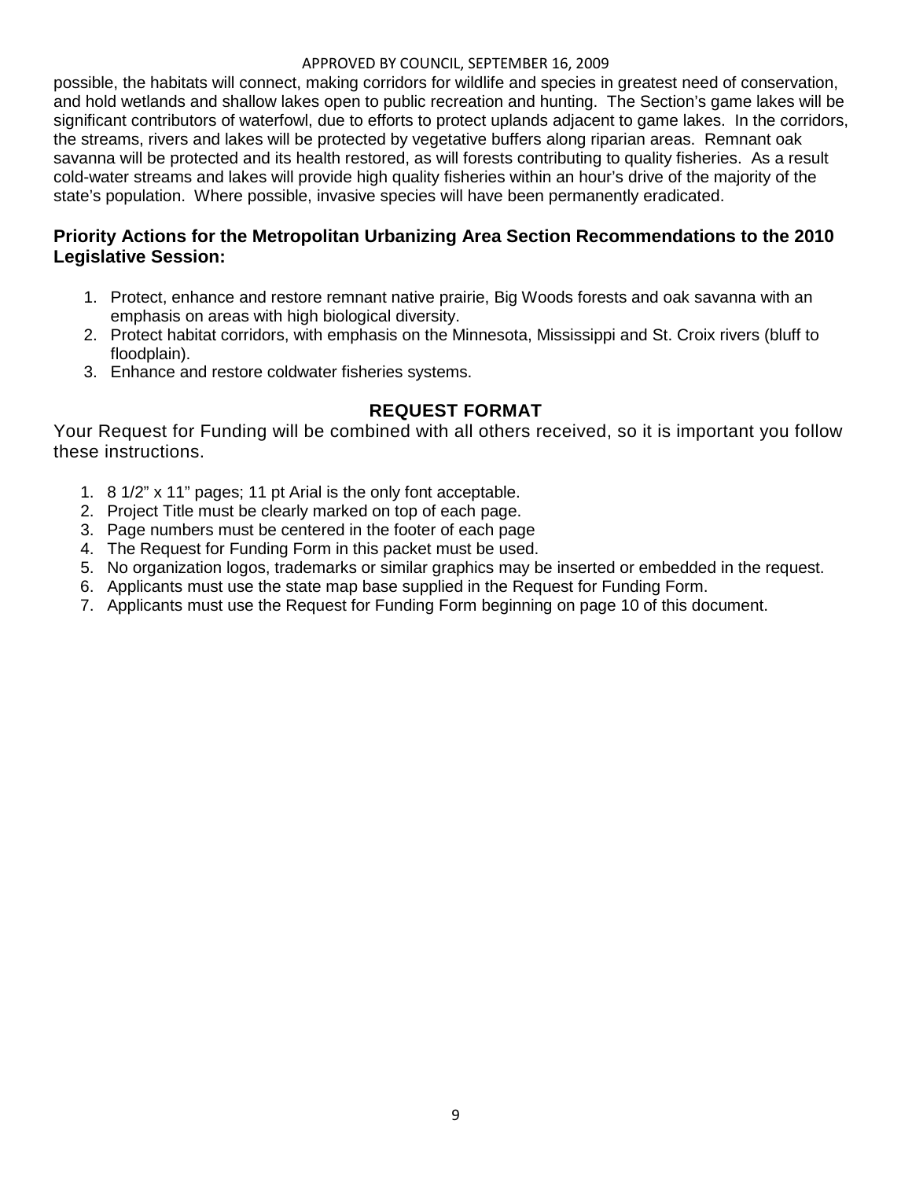possible, the habitats will connect, making corridors for wildlife and species in greatest need of conservation, and hold wetlands and shallow lakes open to public recreation and hunting. The Section's game lakes will be significant contributors of waterfowl, due to efforts to protect uplands adjacent to game lakes. In the corridors, the streams, rivers and lakes will be protected by vegetative buffers along riparian areas. Remnant oak savanna will be protected and its health restored, as will forests contributing to quality fisheries. As a result cold-water streams and lakes will provide high quality fisheries within an hour's drive of the majority of the state's population. Where possible, invasive species will have been permanently eradicated.

**Priority Actions for the Metropolitan Urbanizing Area Section Recommendations to the 2010 Legislative Session:**

1. Protect, enhance and restore remnant native prairie, Big Woods forests and oak savanna with an emphasis on areas with high biological diversity.
2. Protect habitat corridors, with emphasis on the Minnesota, Mississippi and St. Croix rivers (bluff to floodplain).
3. Enhance and restore coldwater fisheries systems.

## REQUEST FORMAT

Your Request for Funding will be combined with all others received, so it is important you follow these instructions.

1. 8 1/2" x 11" pages; 11 pt Arial is the only font acceptable.
2. Project Title must be clearly marked on top of each page.
3. Page numbers must be centered in the footer of each page
4. The Request for Funding Form in this packet must be used.
5. No organization logos, trademarks or similar graphics may be inserted or embedded in the request.
6. Applicants must use the state map base supplied in the Request for Funding Form.
7. Applicants must use the Request for Funding Form beginning on page 10 of this document.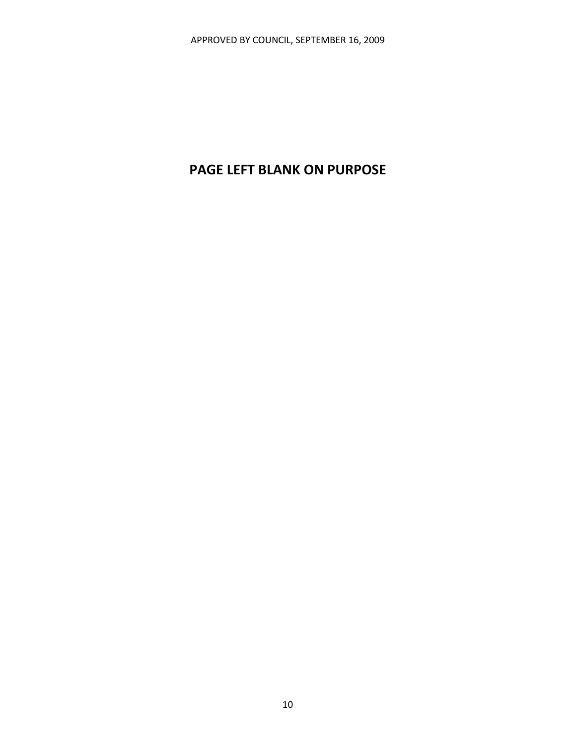**PAGE LEFT BLANK ON PURPOSE**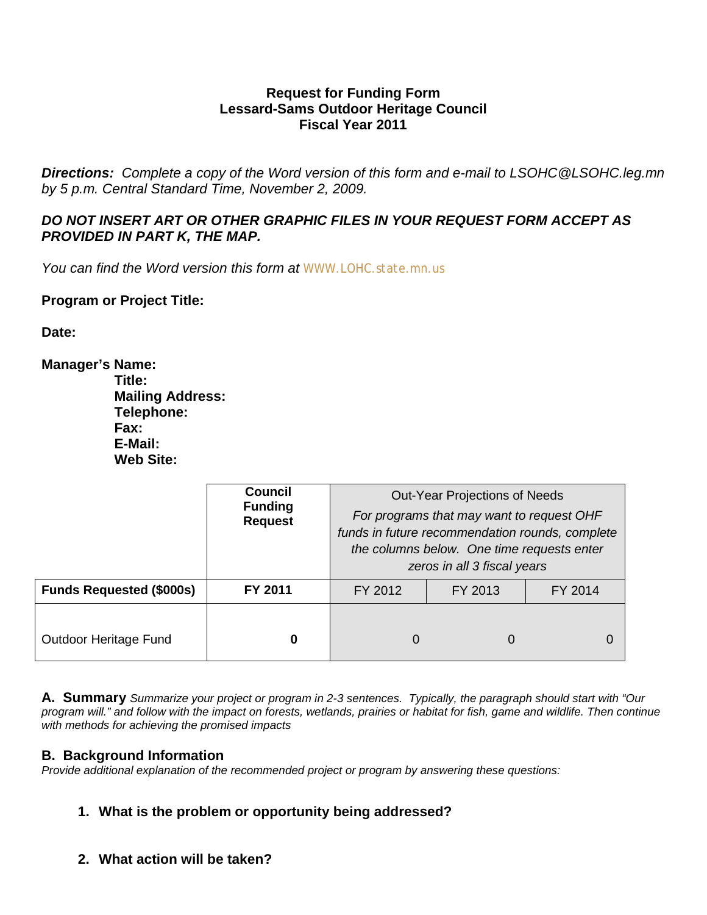**Request for Funding Form**
**Lessard-Sams Outdoor Heritage Council**
**Fiscal Year 2011**

***Directions:*** *Complete a copy of the Word version of this form and e-mail to LSOHC@LSOHC.leg.mn by 5 p.m. Central Standard Time, November 2, 2009.*

***DO NOT INSERT ART OR OTHER GRAPHIC FILES IN YOUR REQUEST FORM ACCEPT AS PROVIDED IN PART K, THE MAP.***

*You can find the Word version this form at* WWW.LOHC.state.mn.us

**Program or Project Title:**

**Date:**

**Manager's Name:**
**Title:**
**Mailing Address:**
**Telephone:**
**Fax:**
**E-Mail:**
**Web Site:**

| | **Council Funding Request** | Out-Year Projections of Needs *For programs that may want to request OHF funds in future recommendation rounds, complete the columns below. One time requests enter zeros in all 3 fiscal years* | | |
|---|---|---|---|---|
| **Funds Requested ($000s)** | **FY 2011** | FY 2012 | FY 2013 | FY 2014 |
| Outdoor Heritage Fund | **0** | 0 | 0 | 0 |

**A. Summary** *Summarize your project or program in 2-3 sentences. Typically, the paragraph should start with "Our program will." and follow with the impact on forests, wetlands, prairies or habitat for fish, game and wildlife. Then continue with methods for achieving the promised impacts*

## B. Background Information

*Provide additional explanation of the recommended project or program by answering these questions:*

1. **What is the problem or opportunity being addressed?**

2. **What action will be taken?**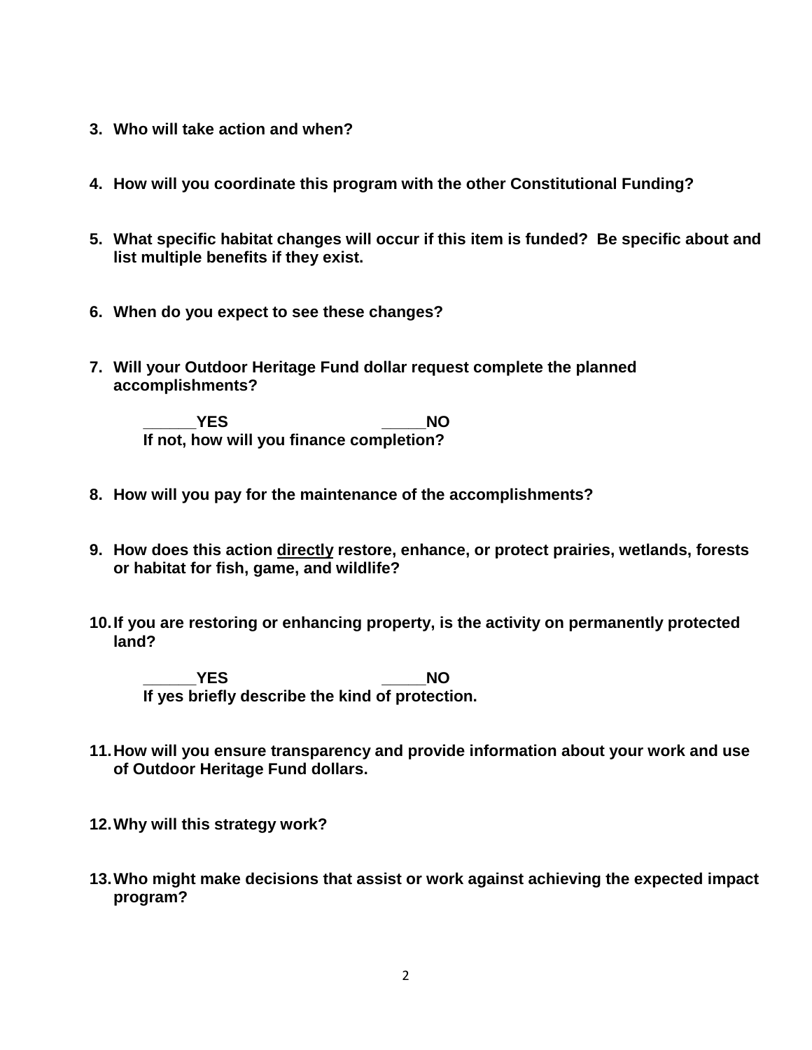3. **Who will take action and when?**

4. **How will you coordinate this program with the other Constitutional Funding?**

5. **What specific habitat changes will occur if this item is funded? Be specific about and list multiple benefits if they exist.**

6. **When do you expect to see these changes?**

7. **Will your Outdoor Heritage Fund dollar request complete the planned accomplishments?**

   **______YES                    _____NO**
   **If not, how will you finance completion?**

8. **How will you pay for the maintenance of the accomplishments?**

9. **How does this action <u>directly</u> restore, enhance, or protect prairies, wetlands, forests or habitat for fish, game, and wildlife?**

10. **If you are restoring or enhancing property, is the activity on permanently protected land?**

    **______YES                    _____NO**
    **If yes briefly describe the kind of protection.**

11. **How will you ensure transparency and provide information about your work and use of Outdoor Heritage Fund dollars.**

12. **Why will this strategy work?**

13. **Who might make decisions that assist or work against achieving the expected impact program?**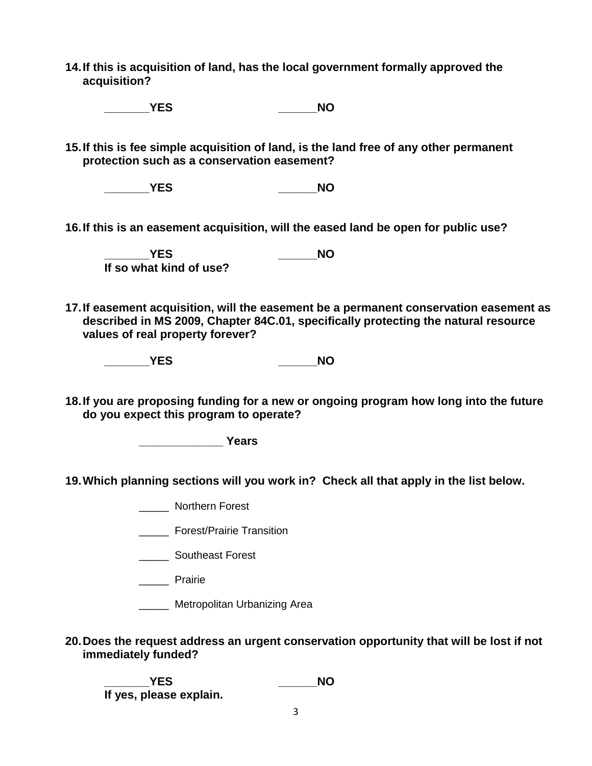**14. If this is acquisition of land, has the local government formally approved the acquisition?**

**_______YES** **______NO**

**15. If this is fee simple acquisition of land, is the land free of any other permanent protection such as a conservation easement?**

**_______YES** **______NO**

**16. If this is an easement acquisition, will the eased land be open for public use?**

**_______YES** **______NO**

**If so what kind of use?**

**17. If easement acquisition, will the easement be a permanent conservation easement as described in MS 2009, Chapter 84C.01, specifically protecting the natural resource values of real property forever?**

**_______YES** **______NO**

**18. If you are proposing funding for a new or ongoing program how long into the future do you expect this program to operate?**

**_____________ Years**

**19. Which planning sections will you work in? Check all that apply in the list below.**

_____ Northern Forest

_____ Forest/Prairie Transition

_____ Southeast Forest

_____ Prairie

_____ Metropolitan Urbanizing Area

**20. Does the request address an urgent conservation opportunity that will be lost if not immediately funded?**

**_______YES** **______NO**

**If yes, please explain.**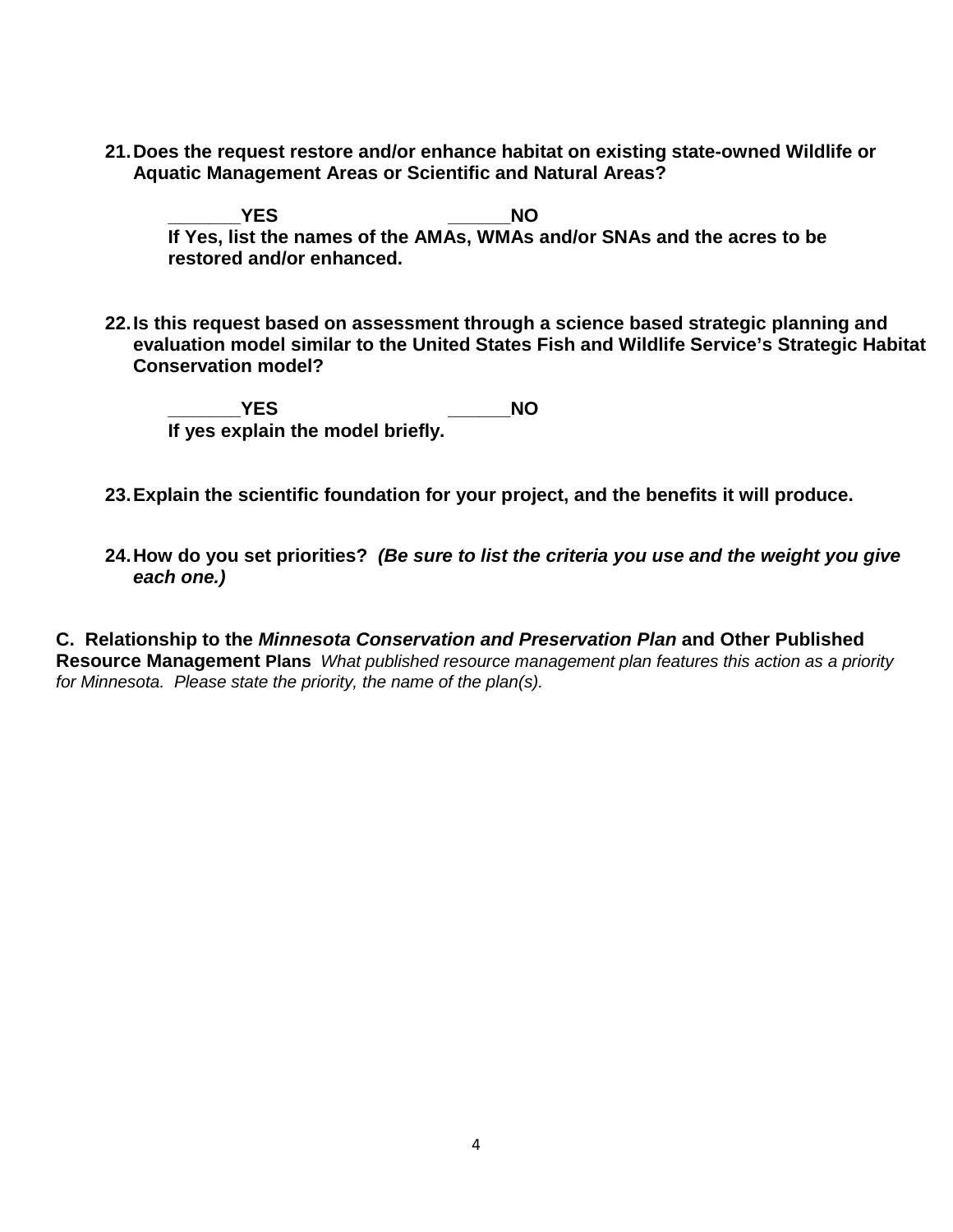21. **Does the request restore and/or enhance habitat on existing state-owned Wildlife or Aquatic Management Areas or Scientific and Natural Areas?**

    **_______YES                    ______NO**
    **If Yes, list the names of the AMAs, WMAs and/or SNAs and the acres to be restored and/or enhanced.**

22. **Is this request based on assessment through a science based strategic planning and evaluation model similar to the United States Fish and Wildlife Service's Strategic Habitat Conservation model?**

    **_______YES                    ______NO**
    **If yes explain the model briefly.**

23. **Explain the scientific foundation for your project, and the benefits it will produce.**

24. **How do you set priorities?** ***(Be sure to list the criteria you use and the weight you give each one.)***

**C. Relationship to the *Minnesota Conservation and Preservation Plan* and Other Published Resource Management Plans** *What published resource management plan features this action as a priority for Minnesota. Please state the priority, the name of the plan(s).*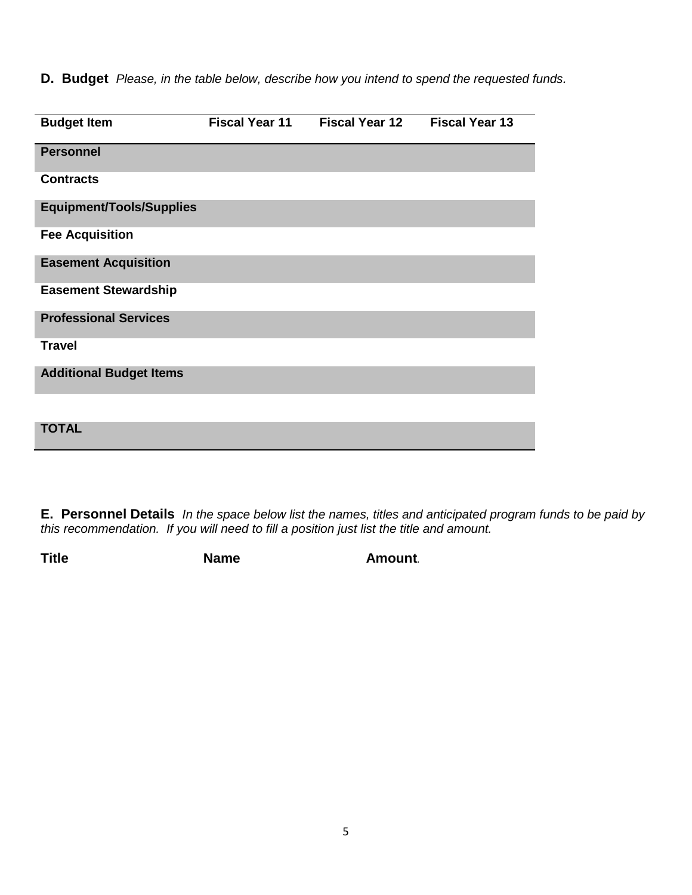**D. Budget** *Please, in the table below, describe how you intend to spend the requested funds.*

| Budget Item | Fiscal Year 11 | Fiscal Year 12 | Fiscal Year 13 |
| --- | --- | --- | --- |
| **Personnel** | | | |
| **Contracts** | | | |
| **Equipment/Tools/Supplies** | | | |
| **Fee Acquisition** | | | |
| **Easement Acquisition** | | | |
| **Easement Stewardship** | | | |
| **Professional Services** | | | |
| **Travel** | | | |
| **Additional Budget Items** | | | |
| | | | |
| **TOTAL** | | | |

**E. Personnel Details** *In the space below list the names, titles and anticipated program funds to be paid by this recommendation. If you will need to fill a position just list the title and amount.*

| Title | Name | Amount |
| --- | --- | --- |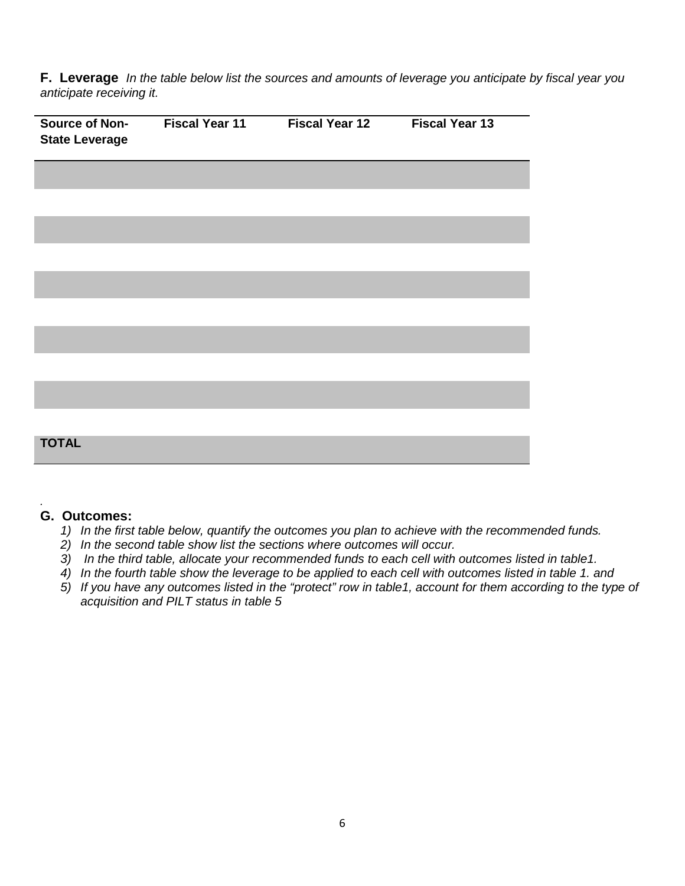**F. Leverage** *In the table below list the sources and amounts of leverage you anticipate by fiscal year you anticipate receiving it.*

| Source of Non-State Leverage | Fiscal Year 11 | Fiscal Year 12 | Fiscal Year 13 |
|---|---|---|---|
| | | | |
| | | | |
| | | | |
| | | | |
| | | | |
| | | | |
| | | | |
| | | | |
| | | | |
| | | | |
| TOTAL | | | |

.

**G. Outcomes:**

1) *In the first table below, quantify the outcomes you plan to achieve with the recommended funds.*
2) *In the second table show list the sections where outcomes will occur.*
3) *In the third table, allocate your recommended funds to each cell with outcomes listed in table1.*
4) *In the fourth table show the leverage to be applied to each cell with outcomes listed in table 1. and*
5) *If you have any outcomes listed in the "protect" row in table1, account for them according to the type of acquisition and PILT status in table 5*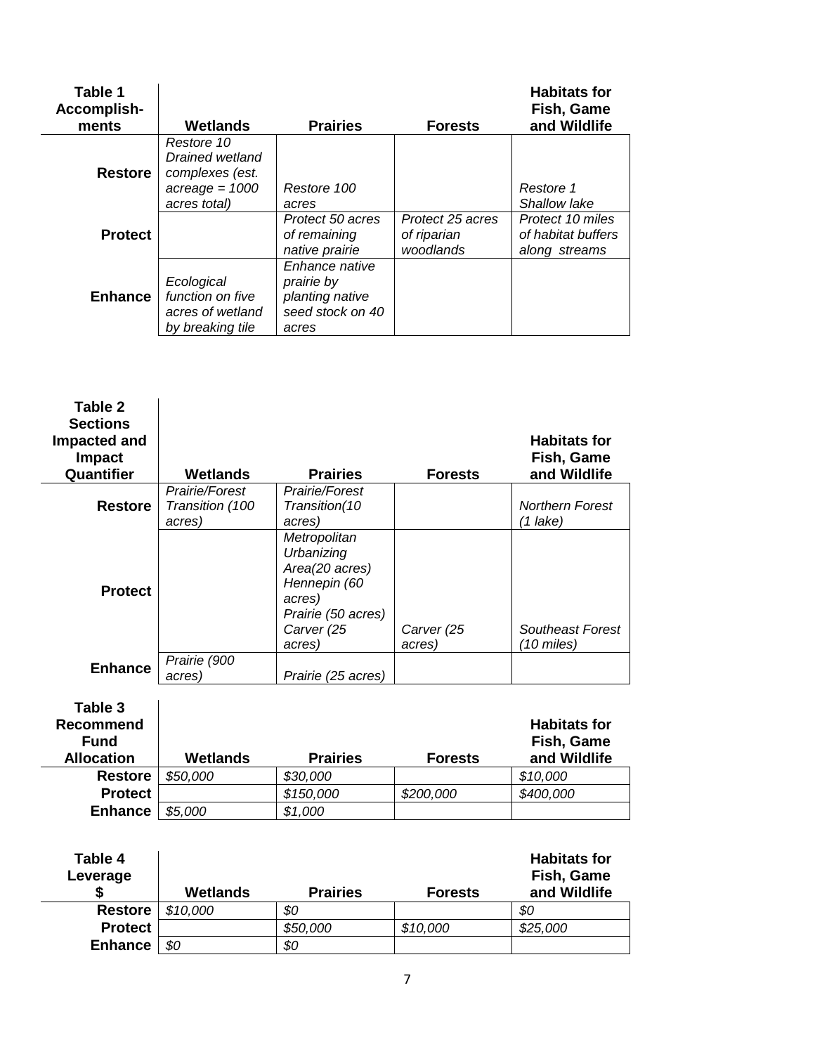| Table 1 Accomplish-ments | Wetlands | Prairies | Forests | Habitats for Fish, Game and Wildlife |
|---|---|---|---|---|
| **Restore** | *Restore 10 Drained wetland complexes (est. acreage = 1000 acres total)* | *Restore 100 acres* | | *Restore 1 Shallow lake* |
| **Protect** | | *Protect 50 acres of remaining native prairie* | *Protect 25 acres of riparian woodlands* | *Protect 10 miles of habitat buffers along streams* |
| **Enhance** | *Ecological function on five acres of wetland by breaking tile* | *Enhance native prairie by planting native seed stock on 40 acres* | | |

| Table 2 Sections Impacted and Impact Quantifier | Wetlands | Prairies | Forests | Habitats for Fish, Game and Wildlife |
|---|---|---|---|---|
| **Restore** | *Prairie/Forest Transition (100 acres)* | *Prairie/Forest Transition(10 acres)* | | *Northern Forest (1 lake)* |
| **Protect** | | *Metropolitan Urbanizing Area(20 acres) Hennepin (60 acres) Prairie (50 acres) Carver (25 acres)* | *Carver (25 acres)* | *Southeast Forest (10 miles)* |
| **Enhance** | *Prairie (900 acres)* | *Prairie (25 acres)* | | |

| Table 3 Recommend Fund Allocation | Wetlands | Prairies | Forests | Habitats for Fish, Game and Wildlife |
|---|---|---|---|---|
| **Restore** | *$50,000* | *$30,000* | | *$10,000* |
| **Protect** | | *$150,000* | *$200,000* | *$400,000* |
| **Enhance** | *$5,000* | *$1,000* | | |

| Table 4 Leverage $ | Wetlands | Prairies | Forests | Habitats for Fish, Game and Wildlife |
|---|---|---|---|---|
| **Restore** | *$10,000* | *$0* | | *$0* |
| **Protect** | | *$50,000* | *$10,000* | *$25,000* |
| **Enhance** | *$0* | *$0* | | |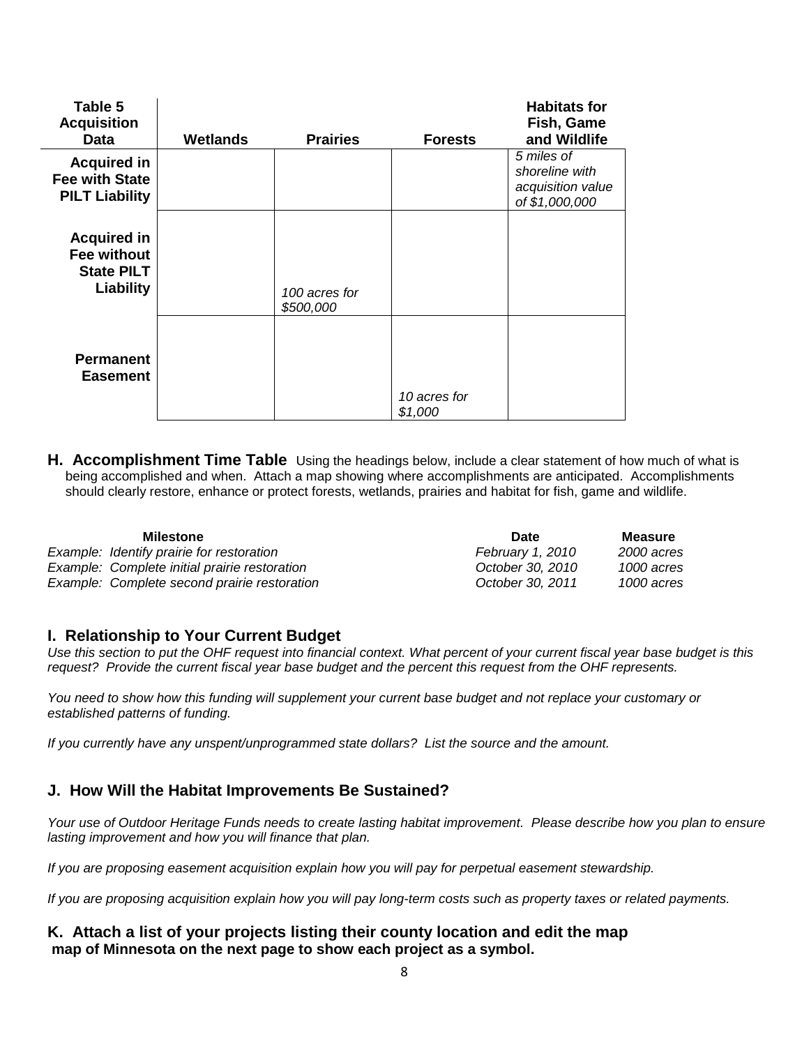| Table 5 Acquisition Data | Wetlands | Prairies | Forests | Habitats for Fish, Game and Wildlife |
|---|---|---|---|---|
| **Acquired in Fee with State PILT Liability** | | | | *5 miles of shoreline with acquisition value of $1,000,000* |
| **Acquired in Fee without State PILT Liability** | | *100 acres for $500,000* | | |
| **Permanent Easement** | | | *10 acres for $1,000* | |

## H. Accomplishment Time Table

Using the headings below, include a clear statement of how much of what is being accomplished and when. Attach a map showing where accomplishments are anticipated. Accomplishments should clearly restore, enhance or protect forests, wetlands, prairies and habitat for fish, game and wildlife.

| Milestone | Date | Measure |
|---|---|---|
| *Example: Identify prairie for restoration* | *February 1, 2010* | *2000 acres* |
| *Example: Complete initial prairie restoration* | *October 30, 2010* | *1000 acres* |
| *Example: Complete second prairie restoration* | *October 30, 2011* | *1000 acres* |

## I. Relationship to Your Current Budget

*Use this section to put the OHF request into financial context. What percent of your current fiscal year base budget is this request? Provide the current fiscal year base budget and the percent this request from the OHF represents.*

*You need to show how this funding will supplement your current base budget and not replace your customary or established patterns of funding.*

*If you currently have any unspent/unprogrammed state dollars? List the source and the amount.*

## J. How Will the Habitat Improvements Be Sustained?

*Your use of Outdoor Heritage Funds needs to create lasting habitat improvement. Please describe how you plan to ensure lasting improvement and how you will finance that plan.*

*If you are proposing easement acquisition explain how you will pay for perpetual easement stewardship.*

*If you are proposing acquisition explain how you will pay long-term costs such as property taxes or related payments.*

## K. Attach a list of your projects listing their county location and edit the map map of Minnesota on the next page to show each project as a symbol.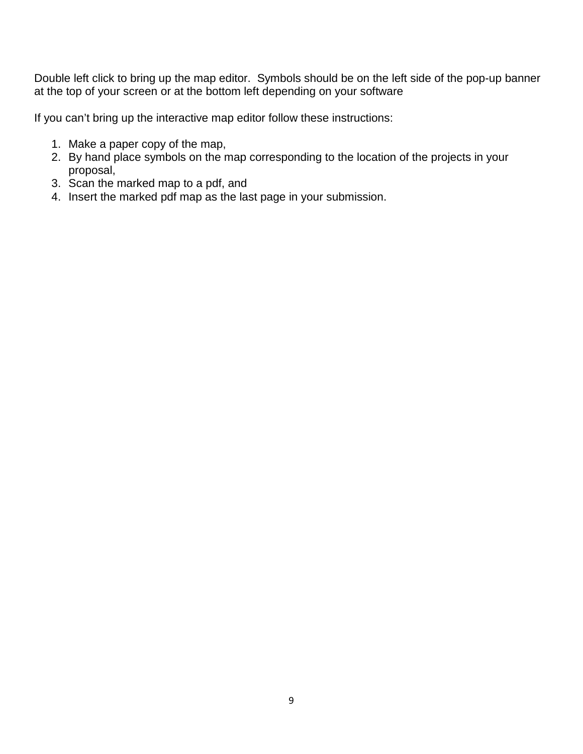Double left click to bring up the map editor.  Symbols should be on the left side of the pop-up banner at the top of your screen or at the bottom left depending on your software

If you can't bring up the interactive map editor follow these instructions:

1. Make a paper copy of the map,
2. By hand place symbols on the map corresponding to the location of the projects in your proposal,
3. Scan the marked map to a pdf, and
4. Insert the marked pdf map as the last page in your submission.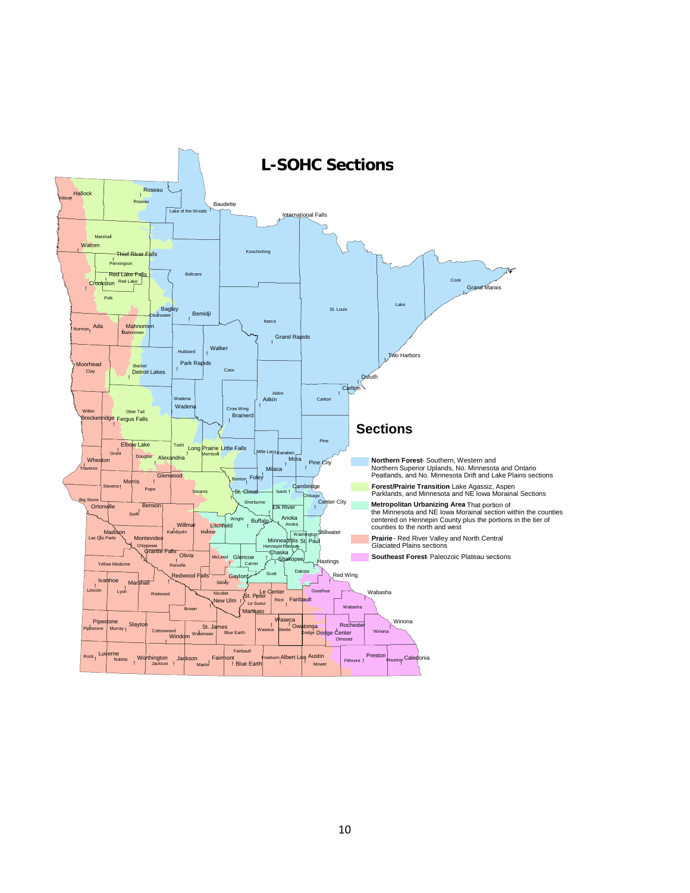# L-SOHC Sections

## Sections

**Northern Forest**- Southern, Western and Northern Superior Uplands, No. Minnesota and Ontario Peatlands, and No. Minnesota Drift and Lake Plains sections

**Forest/Prairie Transition** Lake Agassiz, Aspen Parklands, and Minnesota and NE Iowa Morainal Sections

**Metropolitan Urbanizing Area** That portion of the Minnesota and NE Iowa Morainal section within the counties centered on Hennepin County plus the portions in the tier of counties to the north and west

**Prairie**- Red River Valley and North Central Glaciated Plains sections

**Southeast Forest**- Paleozoic Plateau sections